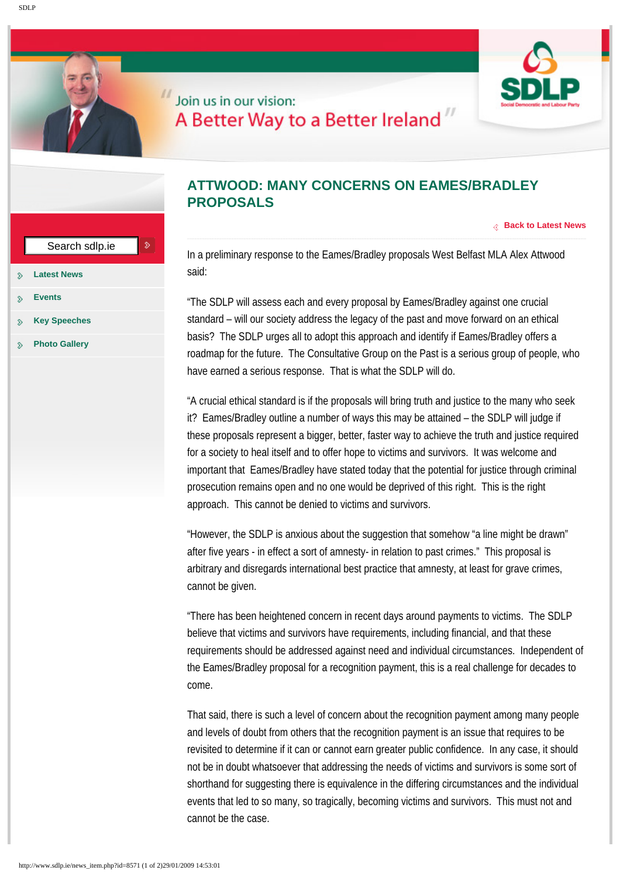Join us in our vision:
A Better Way to a Better Ireland

SDLP
Social Democratic and Labour Party

Search sdlp.ie

- Latest News
- Events
- Key Speeches
- Photo Gallery

# ATTWOOD: MANY CONCERNS ON EAMES/BRADLEY PROPOSALS

Back to Latest News

In a preliminary response to the Eames/Bradley proposals West Belfast MLA Alex Attwood said:

"The SDLP will assess each and every proposal by Eames/Bradley against one crucial standard – will our society address the legacy of the past and move forward on an ethical basis? The SDLP urges all to adopt this approach and identify if Eames/Bradley offers a roadmap for the future. The Consultative Group on the Past is a serious group of people, who have earned a serious response. That is what the SDLP will do.

"A crucial ethical standard is if the proposals will bring truth and justice to the many who seek it? Eames/Bradley outline a number of ways this may be attained – the SDLP will judge if these proposals represent a bigger, better, faster way to achieve the truth and justice required for a society to heal itself and to offer hope to victims and survivors. It was welcome and important that Eames/Bradley have stated today that the potential for justice through criminal prosecution remains open and no one would be deprived of this right. This is the right approach. This cannot be denied to victims and survivors.

"However, the SDLP is anxious about the suggestion that somehow "a line might be drawn" after five years - in effect a sort of amnesty- in relation to past crimes." This proposal is arbitrary and disregards international best practice that amnesty, at least for grave crimes, cannot be given.

"There has been heightened concern in recent days around payments to victims. The SDLP believe that victims and survivors have requirements, including financial, and that these requirements should be addressed against need and individual circumstances. Independent of the Eames/Bradley proposal for a recognition payment, this is a real challenge for decades to come.

That said, there is such a level of concern about the recognition payment among many people and levels of doubt from others that the recognition payment is an issue that requires to be revisited to determine if it can or cannot earn greater public confidence. In any case, it should not be in doubt whatsoever that addressing the needs of victims and survivors is some sort of shorthand for suggesting there is equivalence in the differing circumstances and the individual events that led to so many, so tragically, becoming victims and survivors. This must not and cannot be the case.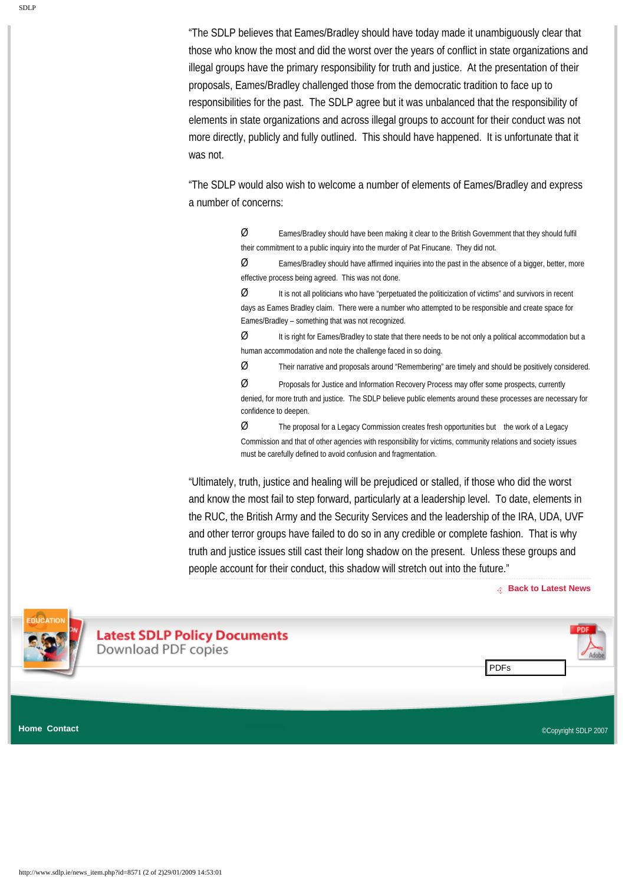"The SDLP believes that Eames/Bradley should have today made it unambiguously clear that those who know the most and did the worst over the years of conflict in state organizations and illegal groups have the primary responsibility for truth and justice. At the presentation of their proposals, Eames/Bradley challenged those from the democratic tradition to face up to responsibilities for the past. The SDLP agree but it was unbalanced that the responsibility of elements in state organizations and across illegal groups to account for their conduct was not more directly, publicly and fully outlined. This should have happened. It is unfortunate that it was not.

"The SDLP would also wish to welcome a number of elements of Eames/Bradley and express a number of concerns:

- Eames/Bradley should have been making it clear to the British Government that they should fulfil their commitment to a public inquiry into the murder of Pat Finucane. They did not.
- Eames/Bradley should have affirmed inquiries into the past in the absence of a bigger, better, more effective process being agreed. This was not done.
- It is not all politicians who have "perpetuated the politicization of victims" and survivors in recent days as Eames Bradley claim. There were a number who attempted to be responsible and create space for Eames/Bradley – something that was not recognized.
- It is right for Eames/Bradley to state that there needs to be not only a political accommodation but a human accommodation and note the challenge faced in so doing.
- Their narrative and proposals around "Remembering" are timely and should be positively considered.
- Proposals for Justice and Information Recovery Process may offer some prospects, currently denied, for more truth and justice. The SDLP believe public elements around these processes are necessary for confidence to deepen.
- The proposal for a Legacy Commission creates fresh opportunities but the work of a Legacy Commission and that of other agencies with responsibility for victims, community relations and society issues must be carefully defined to avoid confusion and fragmentation.

"Ultimately, truth, justice and healing will be prejudiced or stalled, if those who did the worst and know the most fail to step forward, particularly at a leadership level. To date, elements in the RUC, the British Army and the Security Services and the leadership of the IRA, UDA, UVF and other terror groups have failed to do so in any credible or complete fashion. That is why truth and justice issues still cast their long shadow on the present. Unless these groups and people account for their conduct, this shadow will stretch out into the future."

**Back to Latest News**

**Latest SDLP Policy Documents**
Download PDF copies

PDFs

**Home** **Contact**

©Copyright SDLP 2007